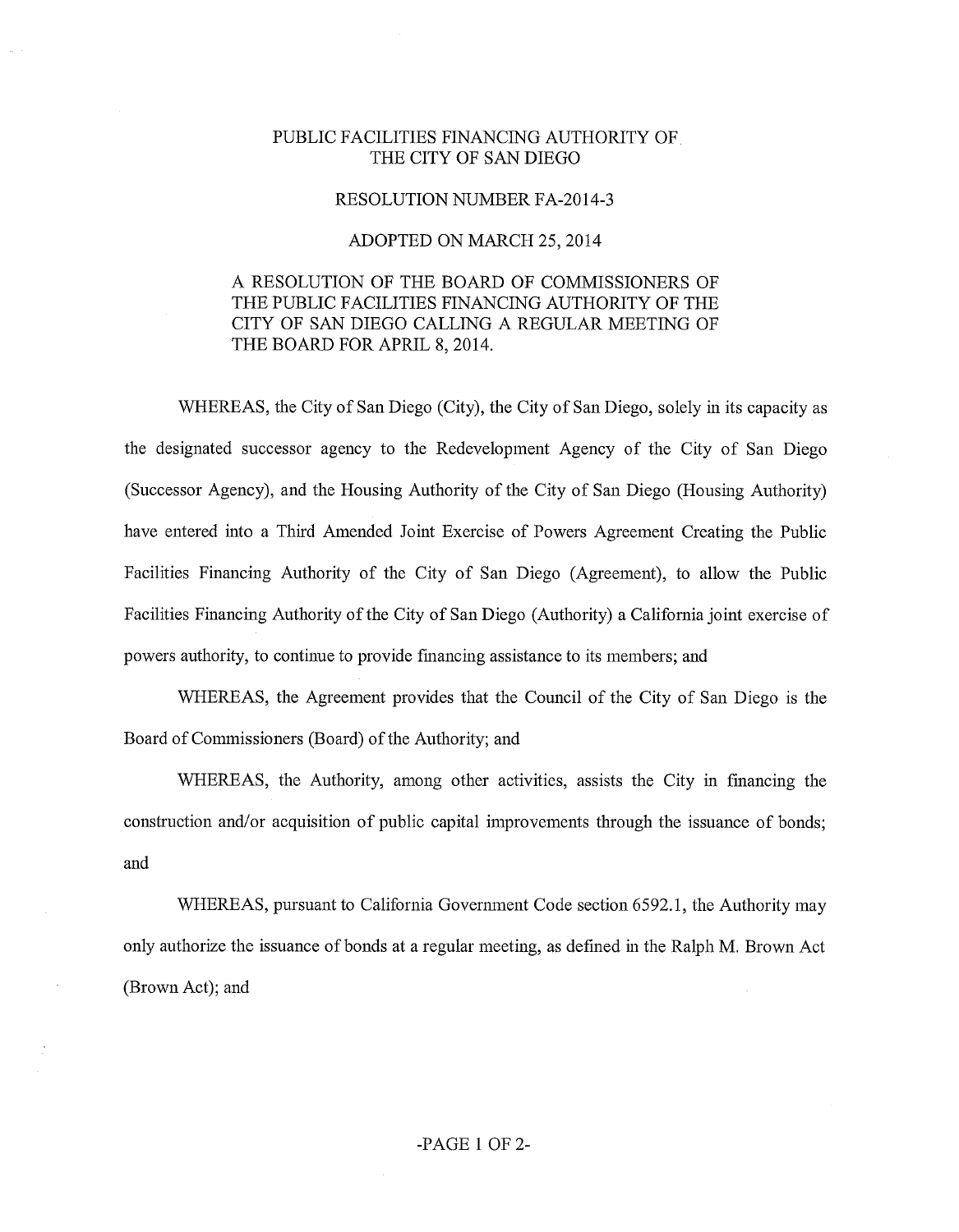# PUBLIC FACILITIES FINANCING AUTHORITY OF THE CITY OF SAN DIEGO

## RESOLUTION NUMBER FA-2014-3

## ADOPTED ON MARCH 25, 2014

A RESOLUTION OF THE BOARD OF COMMISSIONERS OF THE PUBLIC FACILITIES FINANCING AUTHORITY OF THE CITY OF SAN DIEGO CALLING A REGULAR MEETING OF THE BOARD FOR APRIL 8, 2014.

WHEREAS, the City of San Diego (City), the City of San Diego, solely in its capacity as the designated successor agency to the Redevelopment Agency of the City of San Diego (Successor Agency), and the Housing Authority of the City of San Diego (Housing Authority) have entered into a Third Amended Joint Exercise of Powers Agreement Creating the Public Facilities Financing Authority of the City of San Diego (Agreement), to allow the Public Facilities Financing Authority of the City of San Diego (Authority) a California joint exercise of powers authority, to continue to provide financing assistance to its members; and

WHEREAS, the Agreement provides that the Council of the City of San Diego is the Board of Commissioners (Board) of the Authority; and

WHEREAS, the Authority, among other activities, assists the City in financing the construction and/or acquisition of public capital improvements through the issuance of bonds; and

WHEREAS, pursuant to California Government Code section 6592.1, the Authority may only authorize the issuance of bonds at a regular meeting, as defined in the Ralph M. Brown Act (Brown Act); and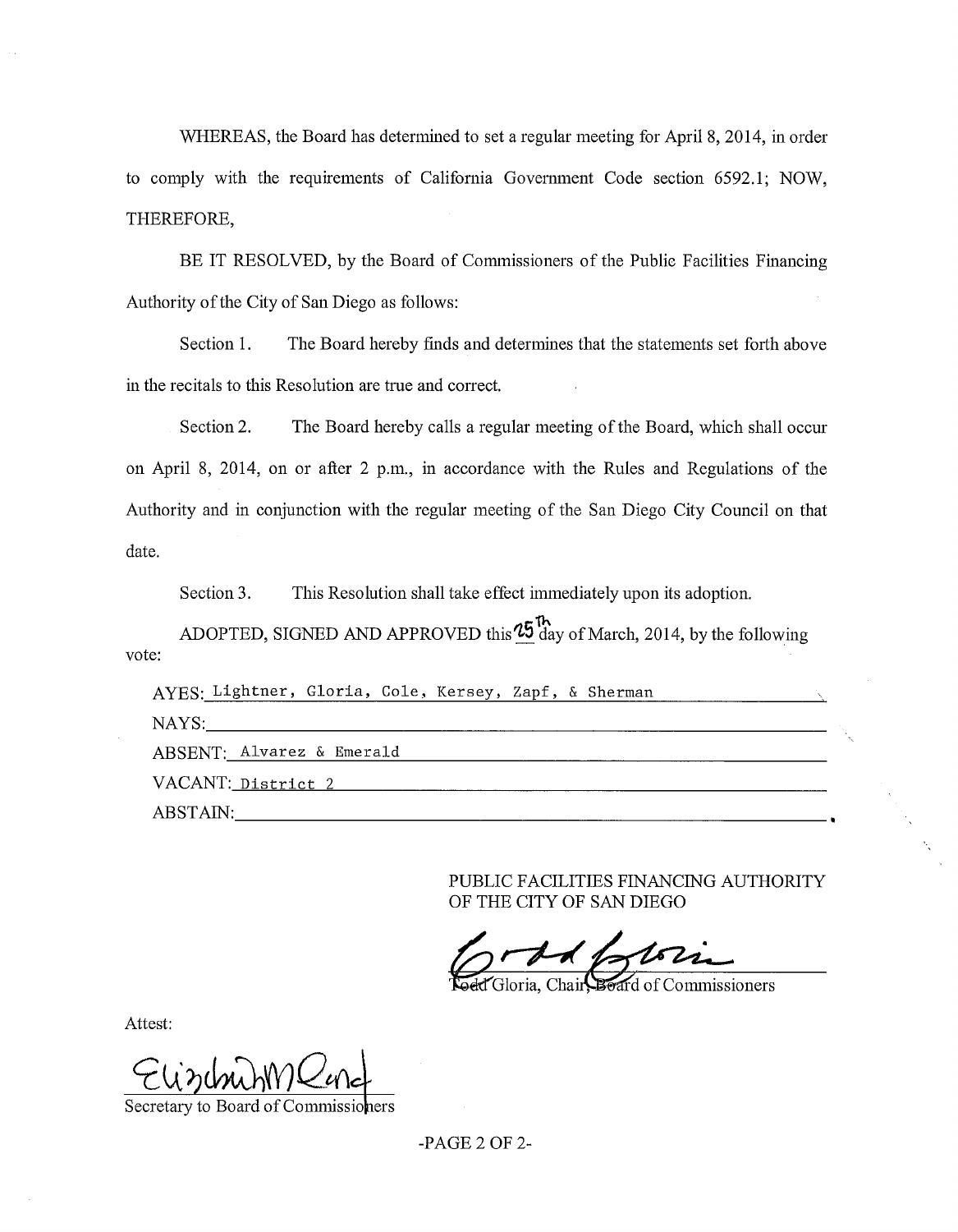WHEREAS, the Board has determined to set a regular meeting for April 8, 2014, in order to comply with the requirements of California Government Code section 6592.1; NOW, THEREFORE,

BE IT RESOLVED, by the Board of Commissioners of the Public Facilities Financing Authority of the City of San Diego as follows:

Section 1. The Board hereby finds and determines that the statements set forth above in the recitals to this Resolution are true and correct.

Section 2. The Board hereby calls a regular meeting of the Board, which shall occur on April 8, 2014, on or after 2 p.m., in accordance with the Rules and Regulations of the Authority and in conjunction with the regular meeting of the San Diego City Council on that date.

Section 3. This Resolution shall take effect immediately upon its adoption.

ADOPTED, SIGNED AND APPROVED this 25th day of March, 2014, by the following vote:

AYES: Lightner, Gloria, Cole, Kersey, Zapf, & Sherman

NAYS:

ABSENT: Alvarez & Emerald

VACANT: District 2

ABSTAIN:

PUBLIC FACILITIES FINANCING AUTHORITY
OF THE CITY OF SAN DIEGO

Todd Gloria, Chair, Board of Commissioners

Attest:

Secretary to Board of Commissioners